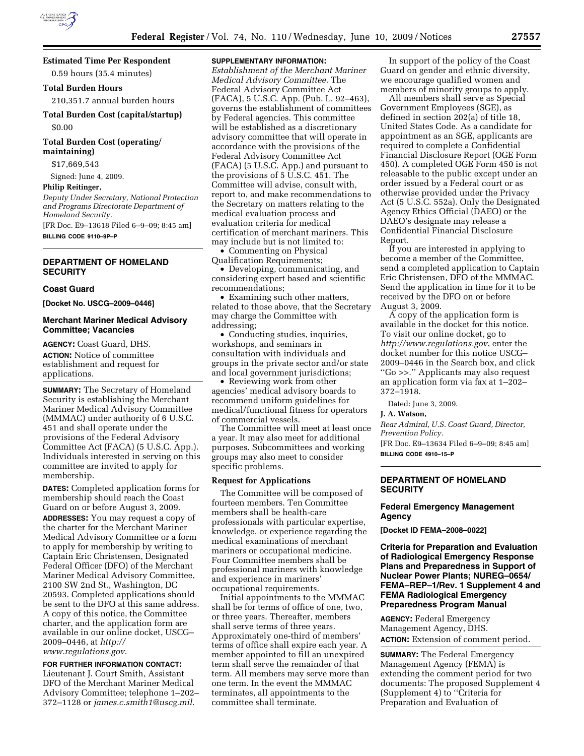**Estimated Time Per Respondent**

0.59 hours (35.4 minutes)

**Total Burden Hours**

210,351.7 annual burden hours

**Total Burden Cost (capital/startup)**

$0.00

**Total Burden Cost (operating/maintaining)**

$17,669,543

Signed: June 4, 2009.

**Philip Reitinger,**

*Deputy Under Secretary, National Protection and Programs Directorate Department of Homeland Security.*

[FR Doc. E9–13618 Filed 6–9–09; 8:45 am]

**BILLING CODE 9110–9P–P**

---

## DEPARTMENT OF HOMELAND SECURITY

### Coast Guard

**[Docket No. USCG–2009–0446]**

### Merchant Mariner Medical Advisory Committee; Vacancies

**AGENCY:** Coast Guard, DHS.

**ACTION:** Notice of committee establishment and request for applications.

**SUMMARY:** The Secretary of Homeland Security is establishing the Merchant Mariner Medical Advisory Committee (MMMAC) under authority of 6 U.S.C. 451 and shall operate under the provisions of the Federal Advisory Committee Act (FACA) (5 U.S.C. App.). Individuals interested in serving on this committee are invited to apply for membership.

**DATES:** Completed application forms for membership should reach the Coast Guard on or before August 3, 2009.

**ADDRESSES:** You may request a copy of the charter for the Merchant Mariner Medical Advisory Committee or a form to apply for membership by writing to Captain Eric Christensen, Designated Federal Officer (DFO) of the Merchant Mariner Medical Advisory Committee, 2100 SW 2nd St., Washington, DC 20593. Completed applications should be sent to the DFO at this same address. A copy of this notice, the Committee charter, and the application form are available in our online docket, USCG–2009–0446, at *http://www.regulations.gov*.

**FOR FURTHER INFORMATION CONTACT:** Lieutenant J. Court Smith, Assistant DFO of the Merchant Mariner Medical Advisory Committee; telephone 1–202–372–1128 or *james.c.smith1@uscg.mil*.

**SUPPLEMENTARY INFORMATION:**

*Establishment of the Merchant Mariner Medical Advisory Committee.* The Federal Advisory Committee Act (FACA), 5 U.S.C. App. (Pub. L. 92–463), governs the establishment of committees by Federal agencies. This committee will be established as a discretionary advisory committee that will operate in accordance with the provisions of the Federal Advisory Committee Act (FACA) (5 U.S.C. App.) and pursuant to the provisions of 5 U.S.C. 451. The Committee will advise, consult with, report to, and make recommendations to the Secretary on matters relating to the medical evaluation process and evaluation criteria for medical certification of merchant mariners. This may include but is not limited to:

- Commenting on Physical Qualification Requirements;
- Developing, communicating, and considering expert based and scientific recommendations;
- Examining such other matters, related to those above, that the Secretary may charge the Committee with addressing;
- Conducting studies, inquiries, workshops, and seminars in consultation with individuals and groups in the private sector and/or state and local government jurisdictions;
- Reviewing work from other agencies' medical advisory boards to recommend uniform guidelines for medical/functional fitness for operators of commercial vessels.

The Committee will meet at least once a year. It may also meet for additional purposes. Subcommittees and working groups may also meet to consider specific problems.

#### Request for Applications

The Committee will be composed of fourteen members. Ten Committee members shall be health-care professionals with particular expertise, knowledge, or experience regarding the medical examinations of merchant mariners or occupational medicine. Four Committee members shall be professional mariners with knowledge and experience in mariners' occupational requirements.

Initial appointments to the MMMAC shall be for terms of office of one, two, or three years. Thereafter, members shall serve terms of three years. Approximately one-third of members' terms of office shall expire each year. A member appointed to fill an unexpired term shall serve the remainder of that term. All members may serve more than one term. In the event the MMMAC terminates, all appointments to the committee shall terminate.

In support of the policy of the Coast Guard on gender and ethnic diversity, we encourage qualified women and members of minority groups to apply.

All members shall serve as Special Government Employees (SGE), as defined in section 202(a) of title 18, United States Code. As a candidate for appointment as an SGE, applicants are required to complete a Confidential Financial Disclosure Report (OGE Form 450). A completed OGE Form 450 is not releasable to the public except under an order issued by a Federal court or as otherwise provided under the Privacy Act (5 U.S.C. 552a). Only the Designated Agency Ethics Official (DAEO) or the DAEO's designate may release a Confidential Financial Disclosure Report.

If you are interested in applying to become a member of the Committee, send a completed application to Captain Eric Christensen, DFO of the MMMAC. Send the application in time for it to be received by the DFO on or before August 3, 2009.

A copy of the application form is available in the docket for this notice. To visit our online docket, go to *http://www.regulations.gov*, enter the docket number for this notice USCG–2009–0446 in the Search box, and click "Go >>." Applicants may also request an application form via fax at 1–202–372–1918.

Dated: June 3, 2009.

**J. A. Watson,**

*Rear Admiral, U.S. Coast Guard, Director, Prevention Policy.*

[FR Doc. E9–13634 Filed 6–9–09; 8:45 am]

**BILLING CODE 4910–15–P**

---

## DEPARTMENT OF HOMELAND SECURITY

### Federal Emergency Management Agency

**[Docket ID FEMA–2008–0022]**

### Criteria for Preparation and Evaluation of Radiological Emergency Response Plans and Preparedness in Support of Nuclear Power Plants; NUREG–0654/FEMA–REP–1/Rev. 1 Supplement 4 and FEMA Radiological Emergency Preparedness Program Manual

**AGENCY:** Federal Emergency Management Agency, DHS.

**ACTION:** Extension of comment period.

**SUMMARY:** The Federal Emergency Management Agency (FEMA) is extending the comment period for two documents: The proposed Supplement 4 (Supplement 4) to "Criteria for Preparation and Evaluation of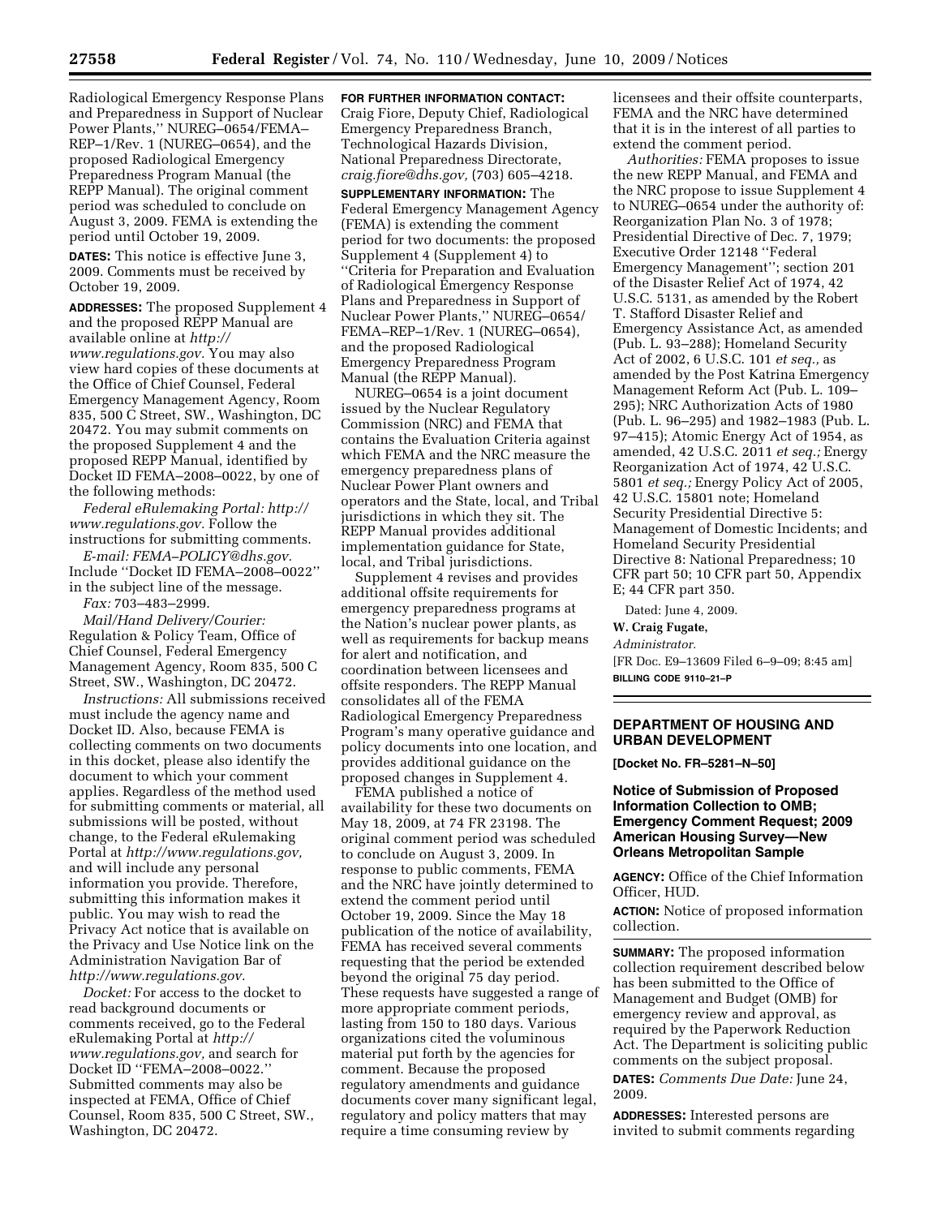Radiological Emergency Response Plans and Preparedness in Support of Nuclear Power Plants,'' NUREG–0654/FEMA–REP–1/Rev. 1 (NUREG–0654), and the proposed Radiological Emergency Preparedness Program Manual (the REPP Manual). The original comment period was scheduled to conclude on August 3, 2009. FEMA is extending the period until October 19, 2009.

**DATES:** This notice is effective June 3, 2009. Comments must be received by October 19, 2009.

**ADDRESSES:** The proposed Supplement 4 and the proposed REPP Manual are available online at *http://www.regulations.gov*. You may also view hard copies of these documents at the Office of Chief Counsel, Federal Emergency Management Agency, Room 835, 500 C Street, SW., Washington, DC 20472. You may submit comments on the proposed Supplement 4 and the proposed REPP Manual, identified by Docket ID FEMA–2008–0022, by one of the following methods:

*Federal eRulemaking Portal: http://www.regulations.gov*. Follow the instructions for submitting comments.

*E-mail: FEMA–POLICY@dhs.gov.* Include ''Docket ID FEMA–2008–0022'' in the subject line of the message.

*Fax:* 703–483–2999.

*Mail/Hand Delivery/Courier:* Regulation & Policy Team, Office of Chief Counsel, Federal Emergency Management Agency, Room 835, 500 C Street, SW., Washington, DC 20472.

*Instructions:* All submissions received must include the agency name and Docket ID. Also, because FEMA is collecting comments on two documents in this docket, please also identify the document to which your comment applies. Regardless of the method used for submitting comments or material, all submissions will be posted, without change, to the Federal eRulemaking Portal at *http://www.regulations.gov,* and will include any personal information you provide. Therefore, submitting this information makes it public. You may wish to read the Privacy Act notice that is available on the Privacy and Use Notice link on the Administration Navigation Bar of *http://www.regulations.gov.*

*Docket:* For access to the docket to read background documents or comments received, go to the Federal eRulemaking Portal at *http://www.regulations.gov,* and search for Docket ID ''FEMA–2008–0022.'' Submitted comments may also be inspected at FEMA, Office of Chief Counsel, Room 835, 500 C Street, SW., Washington, DC 20472.

**FOR FURTHER INFORMATION CONTACT:** Craig Fiore, Deputy Chief, Radiological Emergency Preparedness Branch, Technological Hazards Division, National Preparedness Directorate, *craig.fiore@dhs.gov,* (703) 605–4218.

**SUPPLEMENTARY INFORMATION:** The Federal Emergency Management Agency (FEMA) is extending the comment period for two documents: the proposed Supplement 4 (Supplement 4) to ''Criteria for Preparation and Evaluation of Radiological Emergency Response Plans and Preparedness in Support of Nuclear Power Plants,'' NUREG–0654/FEMA–REP–1/Rev. 1 (NUREG–0654), and the proposed Radiological Emergency Preparedness Program Manual (the REPP Manual).

NUREG–0654 is a joint document issued by the Nuclear Regulatory Commission (NRC) and FEMA that contains the Evaluation Criteria against which FEMA and the NRC measure the emergency preparedness plans of Nuclear Power Plant owners and operators and the State, local, and Tribal jurisdictions in which they sit. The REPP Manual provides additional implementation guidance for State, local, and Tribal jurisdictions.

Supplement 4 revises and provides additional offsite requirements for emergency preparedness programs at the Nation's nuclear power plants, as well as requirements for backup means for alert and notification, and coordination between licensees and offsite responders. The REPP Manual consolidates all of the FEMA Radiological Emergency Preparedness Program's many operative guidance and policy documents into one location, and provides additional guidance on the proposed changes in Supplement 4.

FEMA published a notice of availability for these two documents on May 18, 2009, at 74 FR 23198. The original comment period was scheduled to conclude on August 3, 2009. In response to public comments, FEMA and the NRC have jointly determined to extend the comment period until October 19, 2009. Since the May 18 publication of the notice of availability, FEMA has received several comments requesting that the period be extended beyond the original 75 day period. These requests have suggested a range of more appropriate comment periods, lasting from 150 to 180 days. Various organizations cited the voluminous material put forth by the agencies for comment. Because the proposed regulatory amendments and guidance documents cover many significant legal, regulatory and policy matters that may require a time consuming review by licensees and their offsite counterparts, FEMA and the NRC have determined that it is in the interest of all parties to extend the comment period.

*Authorities:* FEMA proposes to issue the new REPP Manual, and FEMA and the NRC propose to issue Supplement 4 to NUREG–0654 under the authority of: Reorganization Plan No. 3 of 1978; Presidential Directive of Dec. 7, 1979; Executive Order 12148 ''Federal Emergency Management''; section 201 of the Disaster Relief Act of 1974, 42 U.S.C. 5131, as amended by the Robert T. Stafford Disaster Relief and Emergency Assistance Act, as amended (Pub. L. 93–288); Homeland Security Act of 2002, 6 U.S.C. 101 *et seq.,* as amended by the Post Katrina Emergency Management Reform Act (Pub. L. 109–295); NRC Authorization Acts of 1980 (Pub. L. 96–295) and 1982–1983 (Pub. L. 97–415); Atomic Energy Act of 1954, as amended, 42 U.S.C. 2011 *et seq.;* Energy Reorganization Act of 1974, 42 U.S.C. 5801 *et seq.;* Energy Policy Act of 2005, 42 U.S.C. 15801 note; Homeland Security Presidential Directive 5: Management of Domestic Incidents; and Homeland Security Presidential Directive 8: National Preparedness; 10 CFR part 50; 10 CFR part 50, Appendix E; 44 CFR part 350.

Dated: June 4, 2009.

**W. Craig Fugate,**

*Administrator.*

[FR Doc. E9–13609 Filed 6–9–09; 8:45 am]

**BILLING CODE 9110–21–P**

## DEPARTMENT OF HOUSING AND URBAN DEVELOPMENT

**[Docket No. FR–5281–N–50]**

### Notice of Submission of Proposed Information Collection to OMB; Emergency Comment Request; 2009 American Housing Survey—New Orleans Metropolitan Sample

**AGENCY:** Office of the Chief Information Officer, HUD.

**ACTION:** Notice of proposed information collection.

**SUMMARY:** The proposed information collection requirement described below has been submitted to the Office of Management and Budget (OMB) for emergency review and approval, as required by the Paperwork Reduction Act. The Department is soliciting public comments on the subject proposal.

**DATES:** *Comments Due Date:* June 24, 2009.

**ADDRESSES:** Interested persons are invited to submit comments regarding